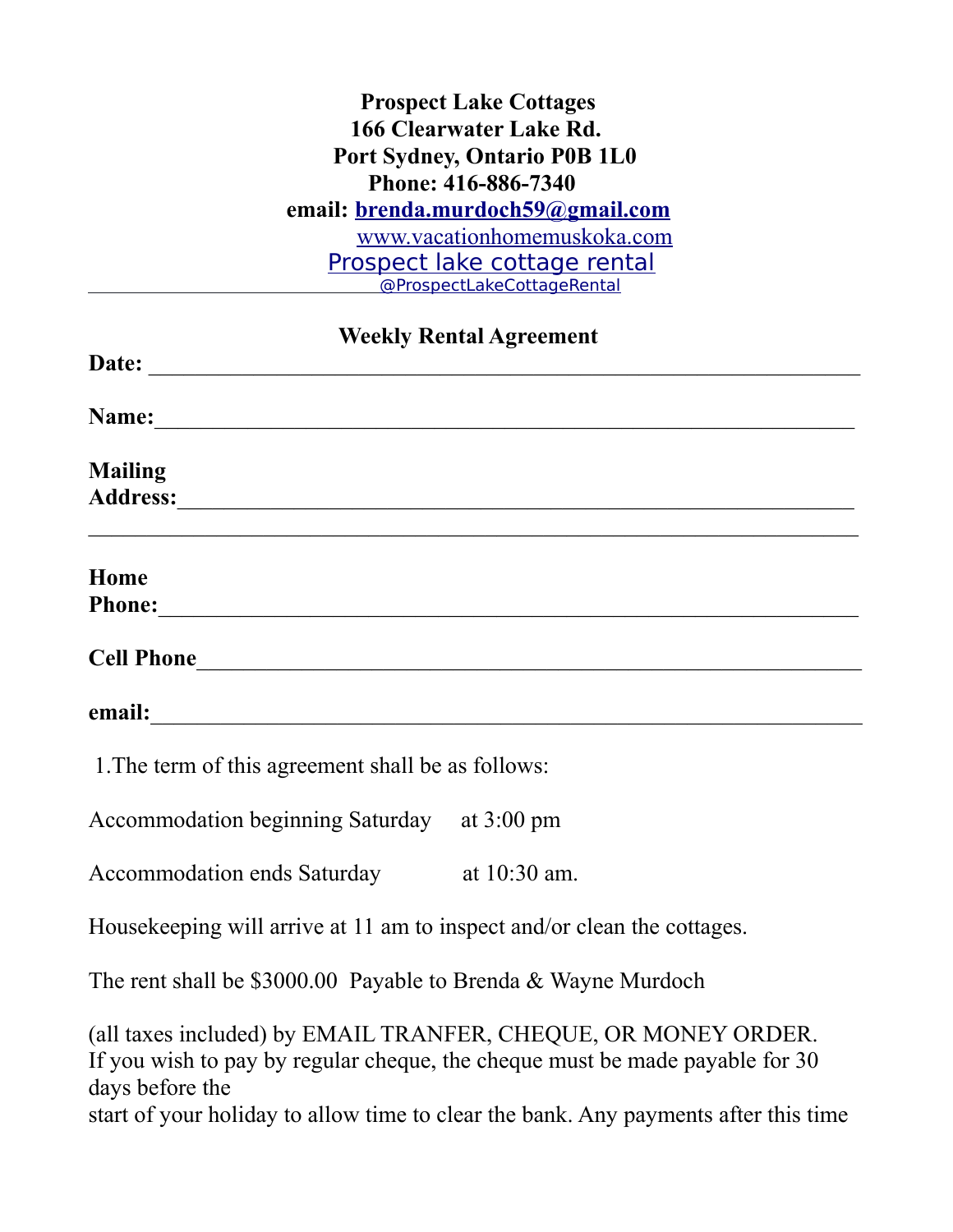**Prospect Lake Cottages**
**166 Clearwater Lake Rd.**
**Port Sydney, Ontario P0B 1L0**
**Phone: 416-886-7340**
**email: brenda.murdoch59@gmail.com**
www.vacationhomemuskoka.com
Prospect lake cottage rental
@ProspectLakeCottageRental

## Weekly Rental Agreement

**Date:** ________________________________________________________________

**Name:** ________________________________________________________________

**Mailing Address:** ________________________________________________________________

________________________________________________________________

**Home Phone:** ________________________________________________________________

**Cell Phone** ________________________________________________________________

**email:** ________________________________________________________________

1. The term of this agreement shall be as follows:

Accommodation beginning Saturday at 3:00 pm

Accommodation ends Saturday at 10:30 am.

Housekeeping will arrive at 11 am to inspect and/or clean the cottages.

The rent shall be $3000.00 Payable to Brenda & Wayne Murdoch

(all taxes included) by EMAIL TRANFER, CHEQUE, OR MONEY ORDER.
If you wish to pay by regular cheque, the cheque must be made payable for 30 days before the
start of your holiday to allow time to clear the bank. Any payments after this time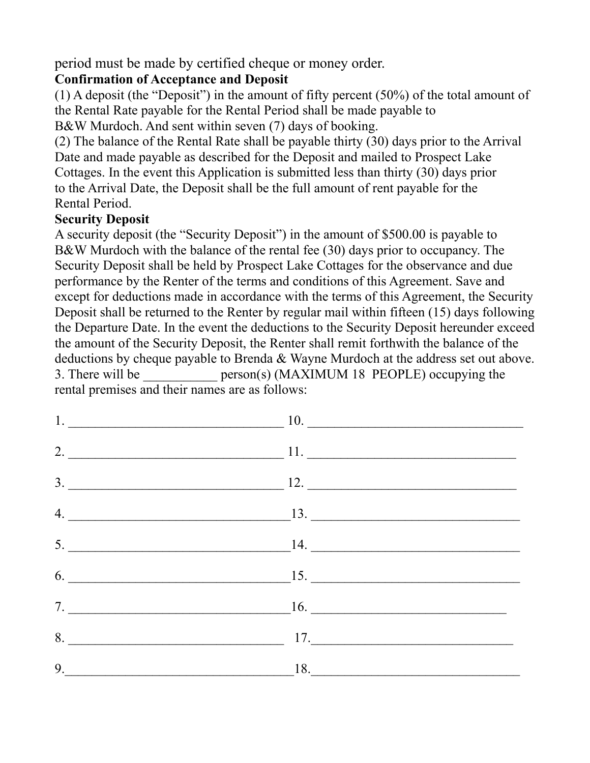period must be made by certified cheque or money order.

**Confirmation of Acceptance and Deposit**

(1) A deposit (the "Deposit") in the amount of fifty percent (50%) of the total amount of the Rental Rate payable for the Rental Period shall be made payable to B&W Murdoch. And sent within seven (7) days of booking.

(2) The balance of the Rental Rate shall be payable thirty (30) days prior to the Arrival Date and made payable as described for the Deposit and mailed to Prospect Lake Cottages. In the event this Application is submitted less than thirty (30) days prior to the Arrival Date, the Deposit shall be the full amount of rent payable for the Rental Period.

**Security Deposit**

A security deposit (the "Security Deposit") in the amount of $500.00 is payable to B&W Murdoch with the balance of the rental fee (30) days prior to occupancy. The Security Deposit shall be held by Prospect Lake Cottages for the observance and due performance by the Renter of the terms and conditions of this Agreement. Save and except for deductions made in accordance with the terms of this Agreement, the Security Deposit shall be returned to the Renter by regular mail within fifteen (15) days following the Departure Date. In the event the deductions to the Security Deposit hereunder exceed the amount of the Security Deposit, the Renter shall remit forthwith the balance of the deductions by cheque payable to Brenda & Wayne Murdoch at the address set out above.

3. There will be ___________ person(s) (MAXIMUM 18 PEOPLE) occupying the rental premises and their names are as follows:

1. _________________________________ 10. _________________________________

2. _________________________________ 11. _________________________________

3. _________________________________ 12. _________________________________

4. _________________________________ 13. _________________________________

5. _________________________________ 14. _________________________________

6. _________________________________ 15. _________________________________

7. _________________________________ 16. _________________________________

8. _________________________________ 17. _________________________________

9. _________________________________ 18. _________________________________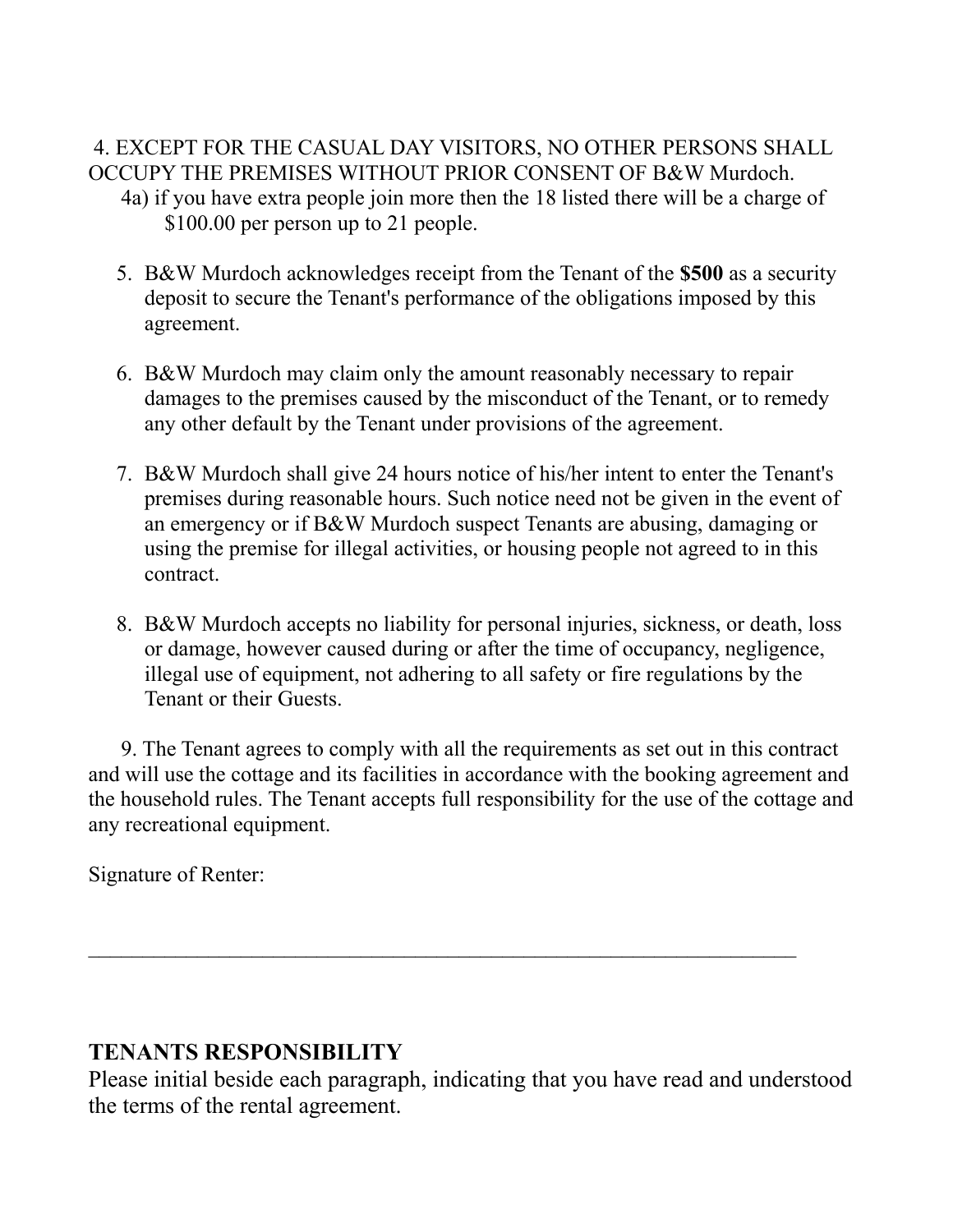4. EXCEPT FOR THE CASUAL DAY VISITORS, NO OTHER PERSONS SHALL OCCUPY THE PREMISES WITHOUT PRIOR CONSENT OF B&W Murdoch.

4a) if you have extra people join more then the 18 listed there will be a charge of $100.00 per person up to 21 people.

5. B&W Murdoch acknowledges receipt from the Tenant of the **$500** as a security deposit to secure the Tenant's performance of the obligations imposed by this agreement.

6. B&W Murdoch may claim only the amount reasonably necessary to repair damages to the premises caused by the misconduct of the Tenant, or to remedy any other default by the Tenant under provisions of the agreement.

7. B&W Murdoch shall give 24 hours notice of his/her intent to enter the Tenant's premises during reasonable hours. Such notice need not be given in the event of an emergency or if B&W Murdoch suspect Tenants are abusing, damaging or using the premise for illegal activities, or housing people not agreed to in this contract.

8. B&W Murdoch accepts no liability for personal injuries, sickness, or death, loss or damage, however caused during or after the time of occupancy, negligence, illegal use of equipment, not adhering to all safety or fire regulations by the Tenant or their Guests.

9. The Tenant agrees to comply with all the requirements as set out in this contract and will use the cottage and its facilities in accordance with the booking agreement and the household rules. The Tenant accepts full responsibility for the use of the cottage and any recreational equipment.

Signature of Renter:

______________________________________________________________________

## TENANTS RESPONSIBILITY

Please initial beside each paragraph, indicating that you have read and understood the terms of the rental agreement.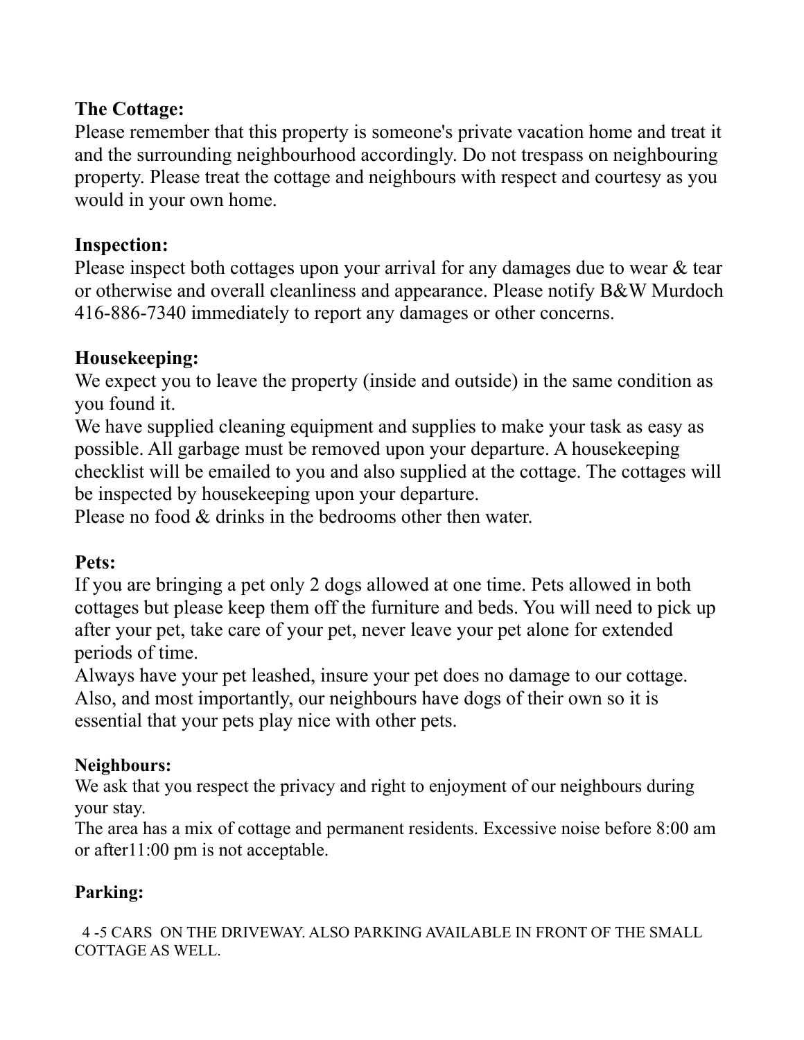**The Cottage:**
Please remember that this property is someone's private vacation home and treat it and the surrounding neighbourhood accordingly. Do not trespass on neighbouring property. Please treat the cottage and neighbours with respect and courtesy as you would in your own home.

**Inspection:**
Please inspect both cottages upon your arrival for any damages due to wear & tear or otherwise and overall cleanliness and appearance. Please notify B&W Murdoch 416-886-7340 immediately to report any damages or other concerns.

**Housekeeping:**
We expect you to leave the property (inside and outside) in the same condition as you found it.
We have supplied cleaning equipment and supplies to make your task as easy as possible. All garbage must be removed upon your departure. A housekeeping checklist will be emailed to you and also supplied at the cottage. The cottages will be inspected by housekeeping upon your departure.
Please no food & drinks in the bedrooms other then water.

**Pets:**
If you are bringing a pet only 2 dogs allowed at one time. Pets allowed in both cottages but please keep them off the furniture and beds. You will need to pick up after your pet, take care of your pet, never leave your pet alone for extended periods of time.
Always have your pet leashed, insure your pet does no damage to our cottage. Also, and most importantly, our neighbours have dogs of their own so it is essential that your pets play nice with other pets.

**Neighbours:**
We ask that you respect the privacy and right to enjoyment of our neighbours during your stay.
The area has a mix of cottage and permanent residents. Excessive noise before 8:00 am or after11:00 pm is not acceptable.

**Parking:**

4 -5 CARS ON THE DRIVEWAY. ALSO PARKING AVAILABLE IN FRONT OF THE SMALL COTTAGE AS WELL.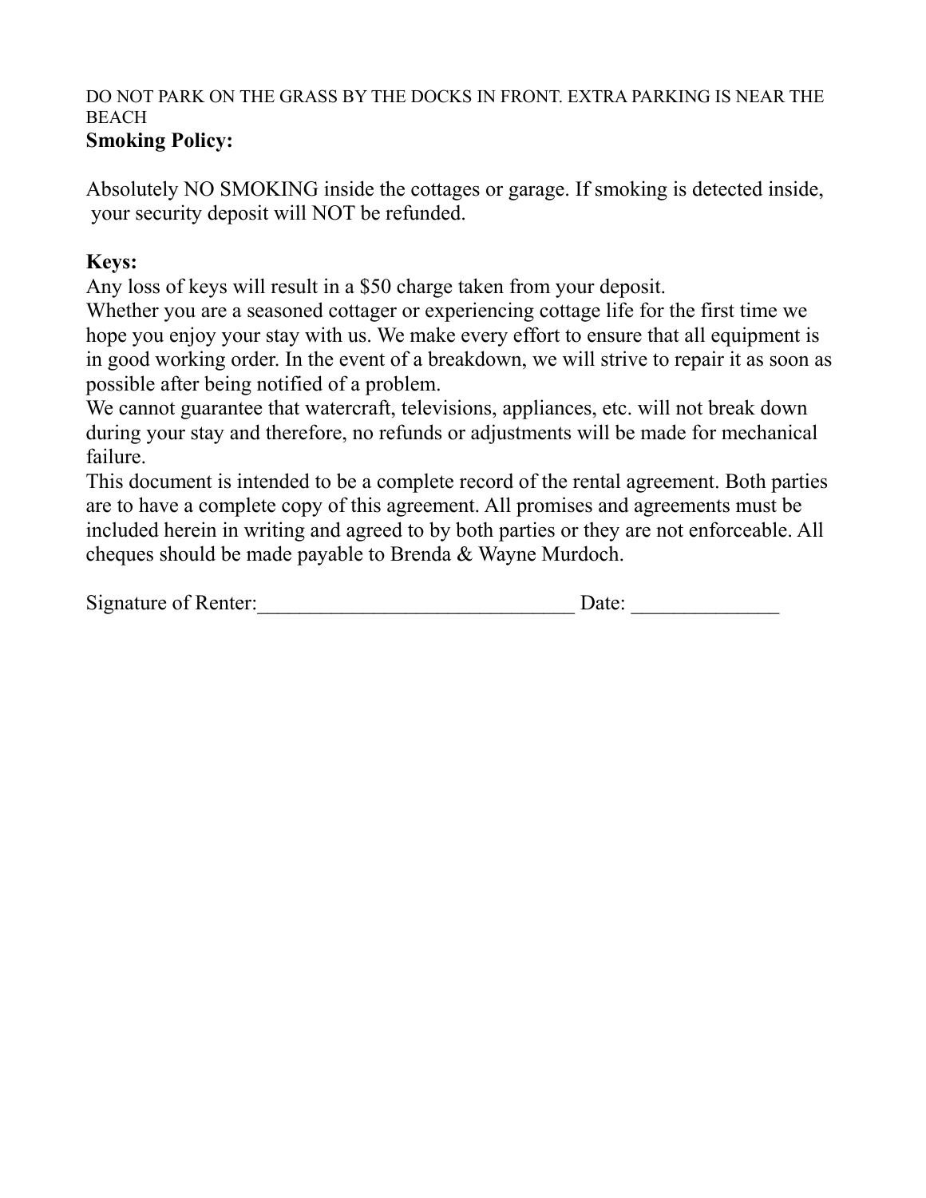DO NOT PARK ON THE GRASS BY THE DOCKS IN FRONT. EXTRA PARKING IS NEAR THE BEACH

**Smoking Policy:**

Absolutely NO SMOKING inside the cottages or garage. If smoking is detected inside, your security deposit will NOT be refunded.

**Keys:**

Any loss of keys will result in a $50 charge taken from your deposit.

Whether you are a seasoned cottager or experiencing cottage life for the first time we hope you enjoy your stay with us. We make every effort to ensure that all equipment is in good working order. In the event of a breakdown, we will strive to repair it as soon as possible after being notified of a problem.

We cannot guarantee that watercraft, televisions, appliances, etc. will not break down during your stay and therefore, no refunds or adjustments will be made for mechanical failure.

This document is intended to be a complete record of the rental agreement. Both parties are to have a complete copy of this agreement. All promises and agreements must be included herein in writing and agreed to by both parties or they are not enforceable. All cheques should be made payable to Brenda & Wayne Murdoch.

Signature of Renter:______________________________ Date: ______________